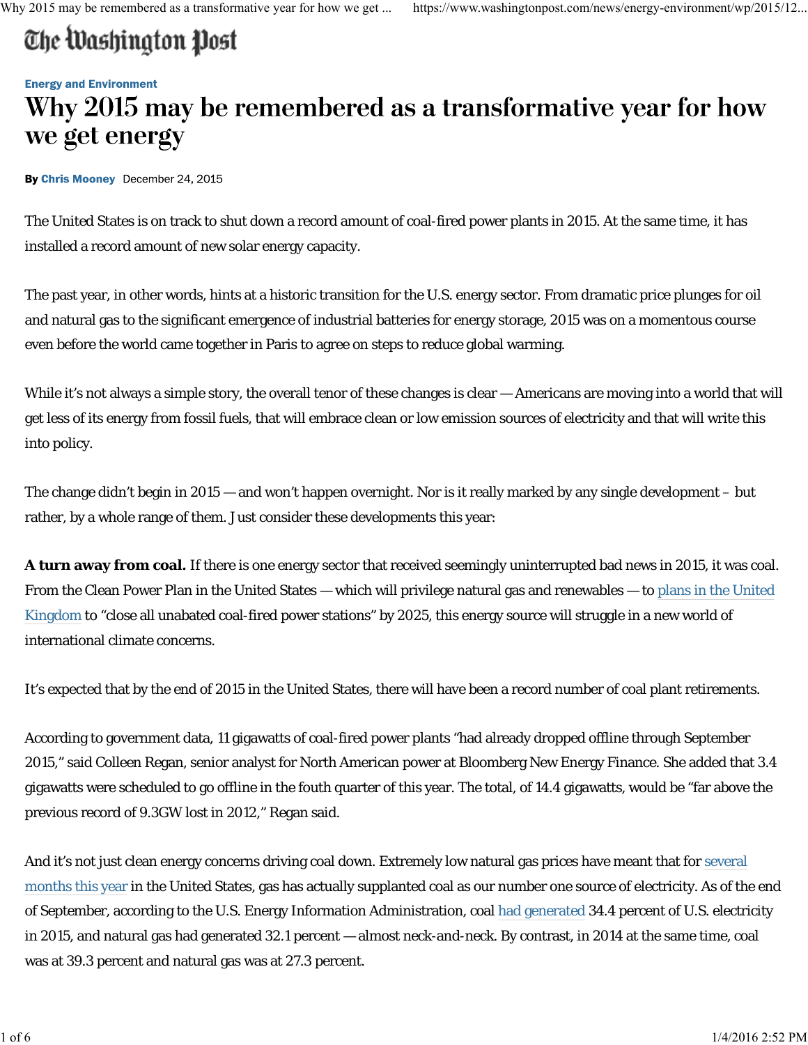The Washington Post

Energy and Environment

# Why 2015 may be remembered as a transformative year for how we get energy

By Chris Mooney December 24, 2015

The United States is on track to shut down a record amount of coal-fired power plants in 2015. At the same time, it has installed a record amount of new solar energy capacity.

The past year, in other words, hints at a historic transition for the U.S. energy sector. From dramatic price plunges for oil and natural gas to the significant emergence of industrial batteries for energy storage, 2015 was on a momentous course even before the world came together in Paris to agree on steps to reduce global warming.

While it's not always a simple story, the overall tenor of these changes is clear — Americans are moving into a world that will get less of its energy from fossil fuels, that will embrace clean or low emission sources of electricity and that will write this into policy.

The change didn't begin in 2015 — and won't happen overnight. Nor is it really marked by any single development – but rather, by a whole range of them. Just consider these developments this year:

**A turn away from coal.** If there is one energy sector that received seemingly uninterrupted bad news in 2015, it was coal. From the Clean Power Plan in the United States — which will privilege natural gas and renewables — to plans in the United Kingdom to "close all unabated coal-fired power stations" by 2025, this energy source will struggle in a new world of international climate concerns.

It's expected that by the end of 2015 in the United States, there will have been a record number of coal plant retirements.

According to government data, 11 gigawatts of coal-fired power plants "had already dropped offline through September 2015," said Colleen Regan, senior analyst for North American power at Bloomberg New Energy Finance. She added that 3.4 gigawatts were scheduled to go offline in the fouth quarter of this year. The total, of 14.4 gigawatts, would be "far above the previous record of 9.3GW lost in 2012," Regan said.

And it's not just clean energy concerns driving coal down. Extremely low natural gas prices have meant that for several months this year in the United States, gas has actually supplanted coal as our number one source of electricity. As of the end of September, according to the U.S. Energy Information Administration, coal had generated 34.4 percent of U.S. electricity in 2015, and natural gas had generated 32.1 percent — almost neck-and-neck. By contrast, in 2014 at the same time, coal was at 39.3 percent and natural gas was at 27.3 percent.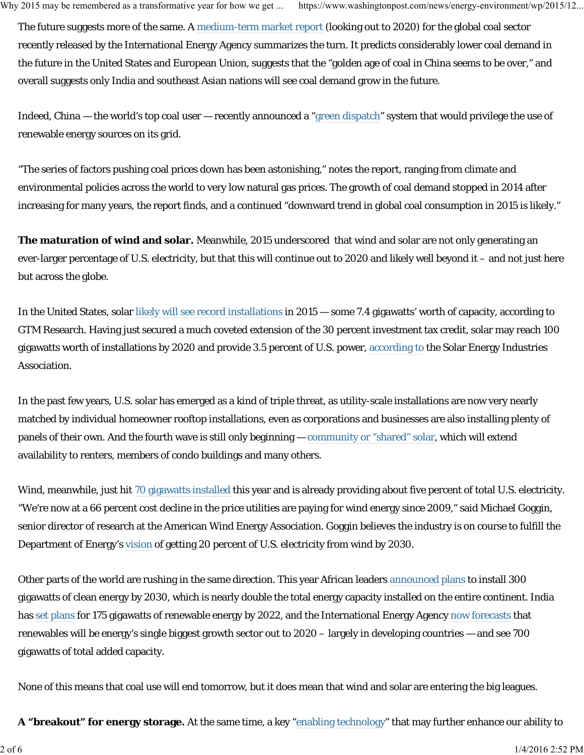The future suggests more of the same. A medium-term market report (looking out to 2020) for the global coal sector recently released by the International Energy Agency summarizes the turn. It predicts considerably lower coal demand in the future in the United States and European Union, suggests that the "golden age of coal in China seems to be over," and overall suggests only India and southeast Asian nations will see coal demand grow in the future.

Indeed, China — the world's top coal user — recently announced a "green dispatch" system that would privilege the use of renewable energy sources on its grid.

"The series of factors pushing coal prices down has been astonishing," notes the report, ranging from climate and environmental policies across the world to very low natural gas prices. The growth of coal demand stopped in 2014 after increasing for many years, the report finds, and a continued "downward trend in global coal consumption in 2015 is likely."

**The maturation of wind and solar.** Meanwhile, 2015 underscored that wind and solar are not only generating an ever-larger percentage of U.S. electricity, but that this will continue out to 2020 and likely well beyond it – and not just here but across the globe.

In the United States, solar likely will see record installations in 2015 — some 7.4 gigawatts' worth of capacity, according to GTM Research. Having just secured a much coveted extension of the 30 percent investment tax credit, solar may reach 100 gigawatts worth of installations by 2020 and provide 3.5 percent of U.S. power, according to the Solar Energy Industries Association.

In the past few years, U.S. solar has emerged as a kind of triple threat, as utility-scale installations are now very nearly matched by individual homeowner rooftop installations, even as corporations and businesses are also installing plenty of panels of their own. And the fourth wave is still only beginning — community or "shared" solar, which will extend availability to renters, members of condo buildings and many others.

Wind, meanwhile, just hit 70 gigawatts installed this year and is already providing about five percent of total U.S. electricity. "We're now at a 66 percent cost decline in the price utilities are paying for wind energy since 2009," said Michael Goggin, senior director of research at the American Wind Energy Association. Goggin believes the industry is on course to fulfill the Department of Energy's vision of getting 20 percent of U.S. electricity from wind by 2030.

Other parts of the world are rushing in the same direction. This year African leaders announced plans to install 300 gigawatts of clean energy by 2030, which is nearly double the total energy capacity installed on the entire continent. India has set plans for 175 gigawatts of renewable energy by 2022, and the International Energy Agency now forecasts that renewables will be energy's single biggest growth sector out to 2020 – largely in developing countries — and see 700 gigawatts of total added capacity.

None of this means that coal use will end tomorrow, but it does mean that wind and solar are entering the big leagues.

**A "breakout" for energy storage.** At the same time, a key "enabling technology" that may further enhance our ability to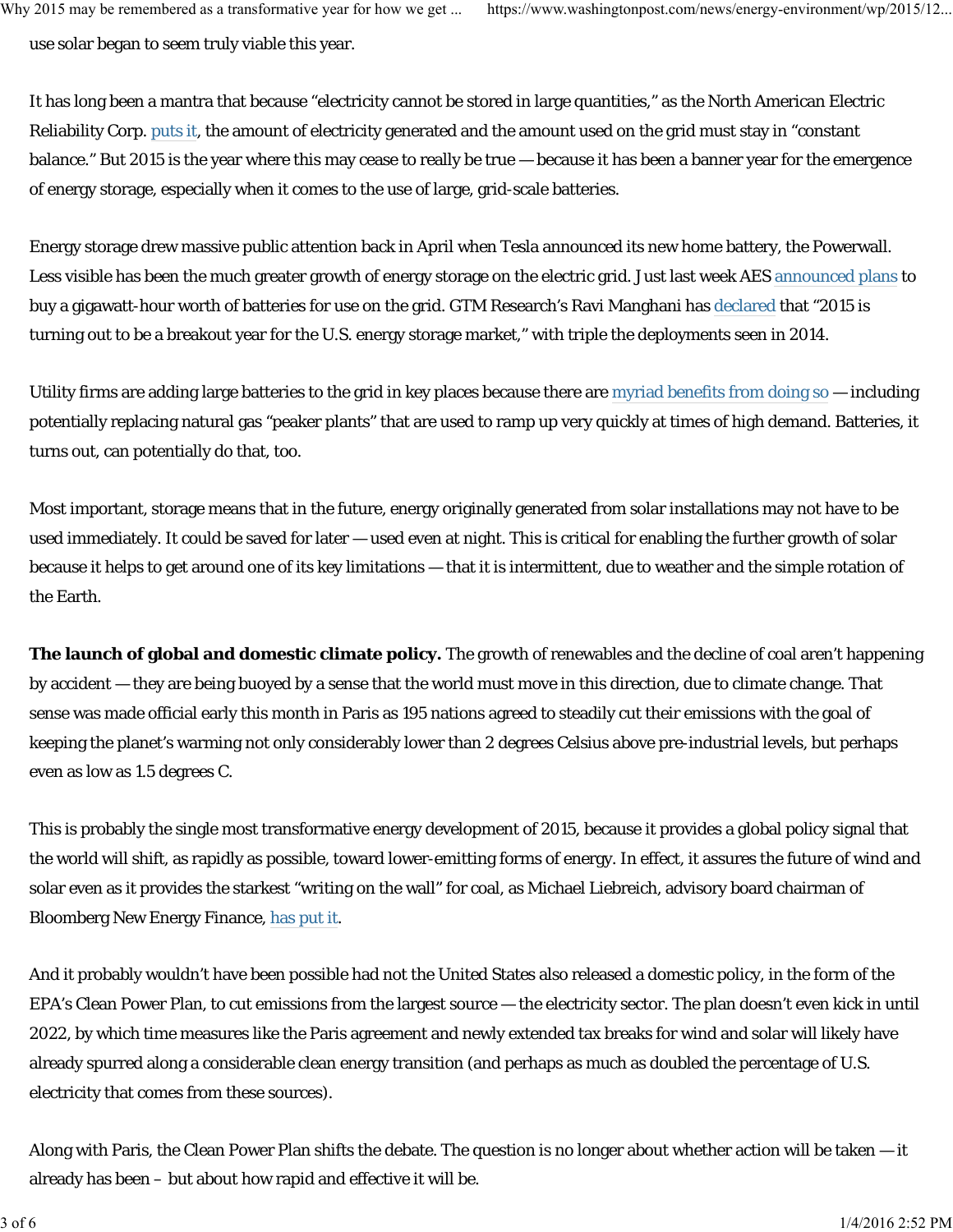use solar began to seem truly viable this year.

It has long been a mantra that because "electricity cannot be stored in large quantities," as the North American Electric Reliability Corp. puts it, the amount of electricity generated and the amount used on the grid must stay in "constant balance." But 2015 is the year where this may cease to really be true — because it has been a banner year for the emergence of energy storage, especially when it comes to the use of large, grid-scale batteries.

Energy storage drew massive public attention back in April when Tesla announced its new home battery, the Powerwall. Less visible has been the much greater growth of energy storage on the electric grid. Just last week AES announced plans to buy a gigawatt-hour worth of batteries for use on the grid. GTM Research's Ravi Manghani has declared that "2015 is turning out to be a breakout year for the U.S. energy storage market," with triple the deployments seen in 2014.

Utility firms are adding large batteries to the grid in key places because there are myriad benefits from doing so — including potentially replacing natural gas "peaker plants" that are used to ramp up very quickly at times of high demand. Batteries, it turns out, can potentially do that, too.

Most important, storage means that in the future, energy originally generated from solar installations may not have to be used immediately. It could be saved for later — used even at night. This is critical for enabling the further growth of solar because it helps to get around one of its key limitations — that it is intermittent, due to weather and the simple rotation of the Earth.

**The launch of global and domestic climate policy.** The growth of renewables and the decline of coal aren't happening by accident — they are being buoyed by a sense that the world must move in this direction, due to climate change. That sense was made official early this month in Paris as 195 nations agreed to steadily cut their emissions with the goal of keeping the planet's warming not only considerably lower than 2 degrees Celsius above pre-industrial levels, but perhaps even as low as 1.5 degrees C.

This is probably the single most transformative energy development of 2015, because it provides a global policy signal that the world will shift, as rapidly as possible, toward lower-emitting forms of energy. In effect, it assures the future of wind and solar even as it provides the starkest "writing on the wall" for coal, as Michael Liebreich, advisory board chairman of Bloomberg New Energy Finance, has put it.

And it probably wouldn't have been possible had not the United States also released a domestic policy, in the form of the EPA's Clean Power Plan, to cut emissions from the largest source — the electricity sector. The plan doesn't even kick in until 2022, by which time measures like the Paris agreement and newly extended tax breaks for wind and solar will likely have already spurred along a considerable clean energy transition (and perhaps as much as doubled the percentage of U.S. electricity that comes from these sources).

Along with Paris, the Clean Power Plan shifts the debate. The question is no longer about whether action will be taken — it already has been – but about how rapid and effective it will be.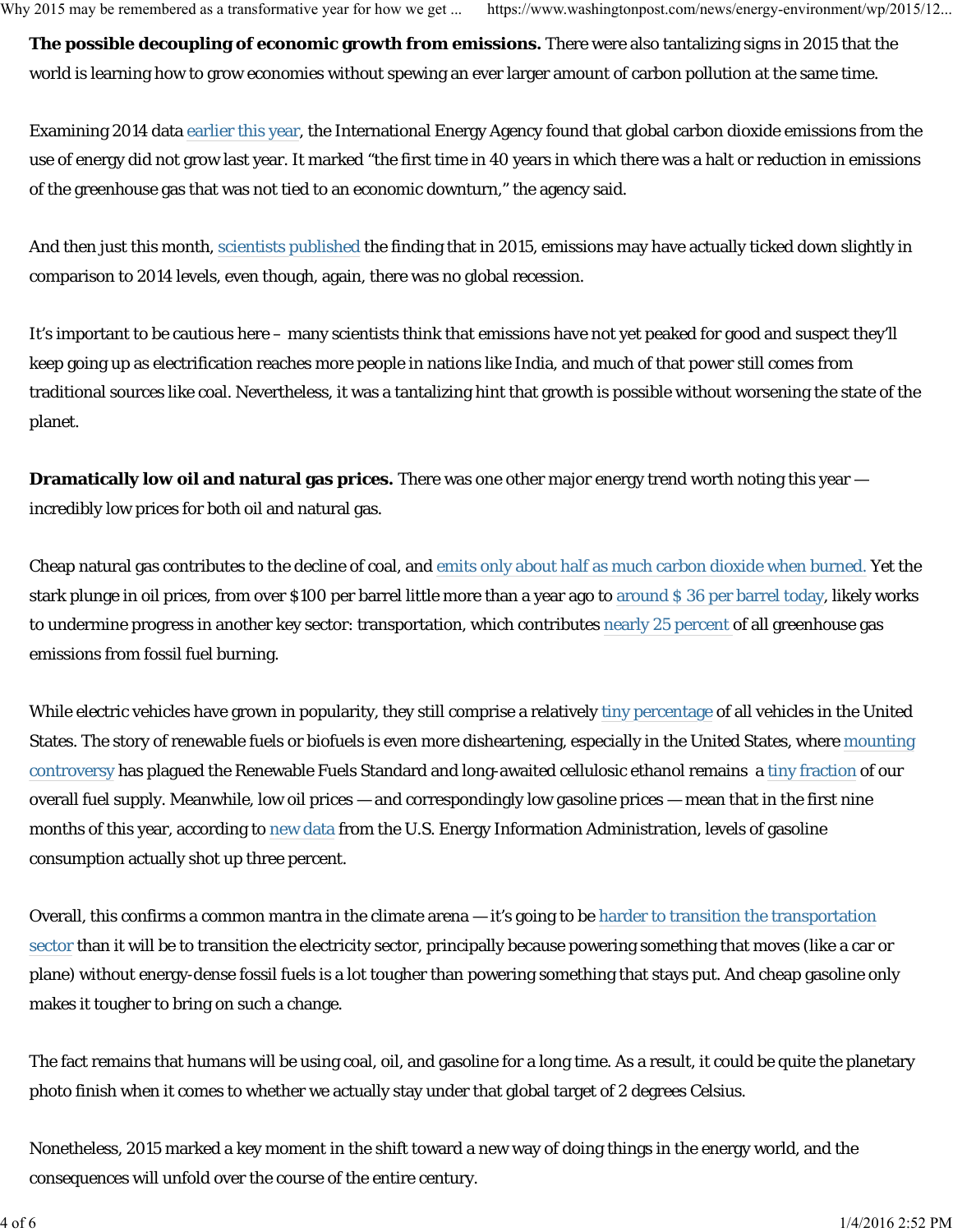**The possible decoupling of economic growth from emissions.** There were also tantalizing signs in 2015 that the world is learning how to grow economies without spewing an ever larger amount of carbon pollution at the same time.

Examining 2014 data earlier this year, the International Energy Agency found that global carbon dioxide emissions from the use of energy did not grow last year. It marked "the first time in 40 years in which there was a halt or reduction in emissions of the greenhouse gas that was not tied to an economic downturn," the agency said.

And then just this month, scientists published the finding that in 2015, emissions may have actually ticked down slightly in comparison to 2014 levels, even though, again, there was no global recession.

It's important to be cautious here – many scientists think that emissions have not yet peaked for good and suspect they'll keep going up as electrification reaches more people in nations like India, and much of that power still comes from traditional sources like coal. Nevertheless, it was a tantalizing hint that growth is possible without worsening the state of the planet.

**Dramatically low oil and natural gas prices.** There was one other major energy trend worth noting this year — incredibly low prices for both oil and natural gas.

Cheap natural gas contributes to the decline of coal, and emits only about half as much carbon dioxide when burned. Yet the stark plunge in oil prices, from over $100 per barrel little more than a year ago to around $ 36 per barrel today, likely works to undermine progress in another key sector: transportation, which contributes nearly 25 percent of all greenhouse gas emissions from fossil fuel burning.

While electric vehicles have grown in popularity, they still comprise a relatively tiny percentage of all vehicles in the United States. The story of renewable fuels or biofuels is even more disheartening, especially in the United States, where mounting controversy has plagued the Renewable Fuels Standard and long-awaited cellulosic ethanol remains a tiny fraction of our overall fuel supply. Meanwhile, low oil prices — and correspondingly low gasoline prices — mean that in the first nine months of this year, according to new data from the U.S. Energy Information Administration, levels of gasoline consumption actually shot up three percent.

Overall, this confirms a common mantra in the climate arena — it's going to be harder to transition the transportation sector than it will be to transition the electricity sector, principally because powering something that moves (like a car or plane) without energy-dense fossil fuels is a lot tougher than powering something that stays put. And cheap gasoline only makes it tougher to bring on such a change.

The fact remains that humans will be using coal, oil, and gasoline for a long time. As a result, it could be quite the planetary photo finish when it comes to whether we actually stay under that global target of 2 degrees Celsius.

Nonetheless, 2015 marked a key moment in the shift toward a new way of doing things in the energy world, and the consequences will unfold over the course of the entire century.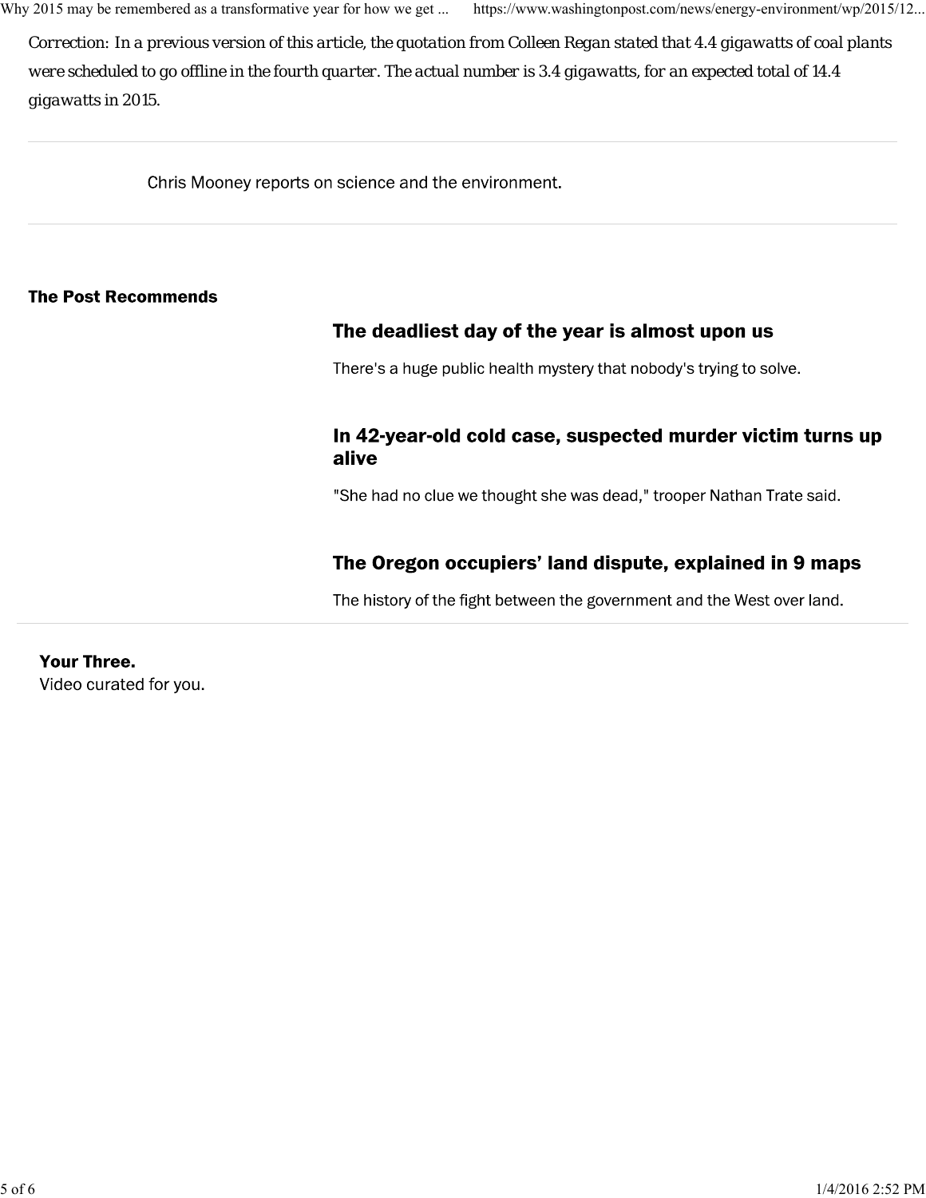*Correction: In a previous version of this article, the quotation from Colleen Regan stated that 4.4 gigawatts of coal plants were scheduled to go offline in the fourth quarter. The actual number is 3.4 gigawatts, for an expected total of 14.4 gigawatts in 2015.*

---

Chris Mooney reports on science and the environment.

---

**The Post Recommends**

### The deadliest day of the year is almost upon us

There's a huge public health mystery that nobody's trying to solve.

### In 42-year-old cold case, suspected murder victim turns up alive

"She had no clue we thought she was dead," trooper Nathan Trate said.

### The Oregon occupiers' land dispute, explained in 9 maps

The history of the fight between the government and the West over land.

---

**Your Three.**
Video curated for you.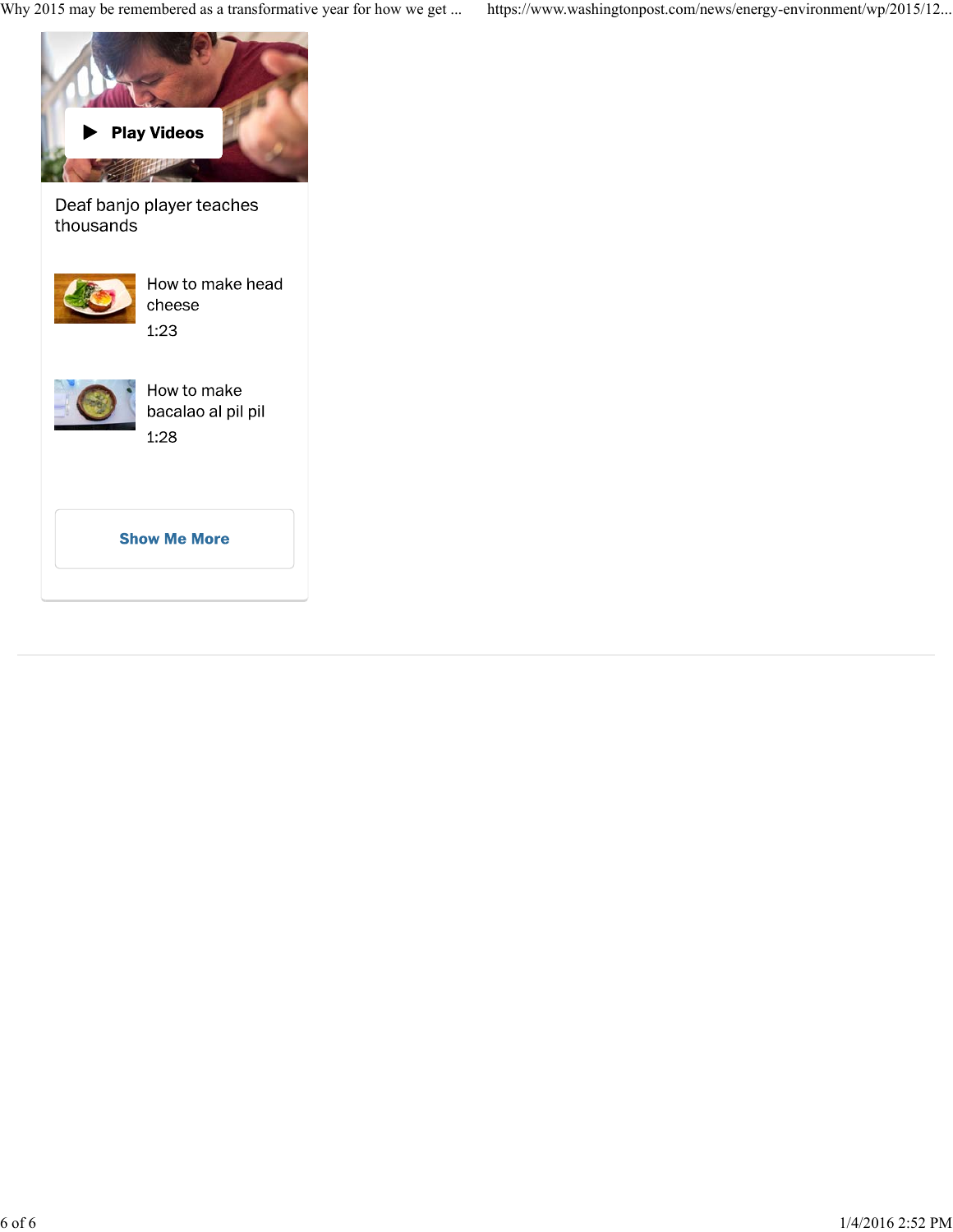Play Videos

Deaf banjo player teaches thousands

How to make head cheese

1:23

How to make bacalao al pil pil

1:28

Show Me More